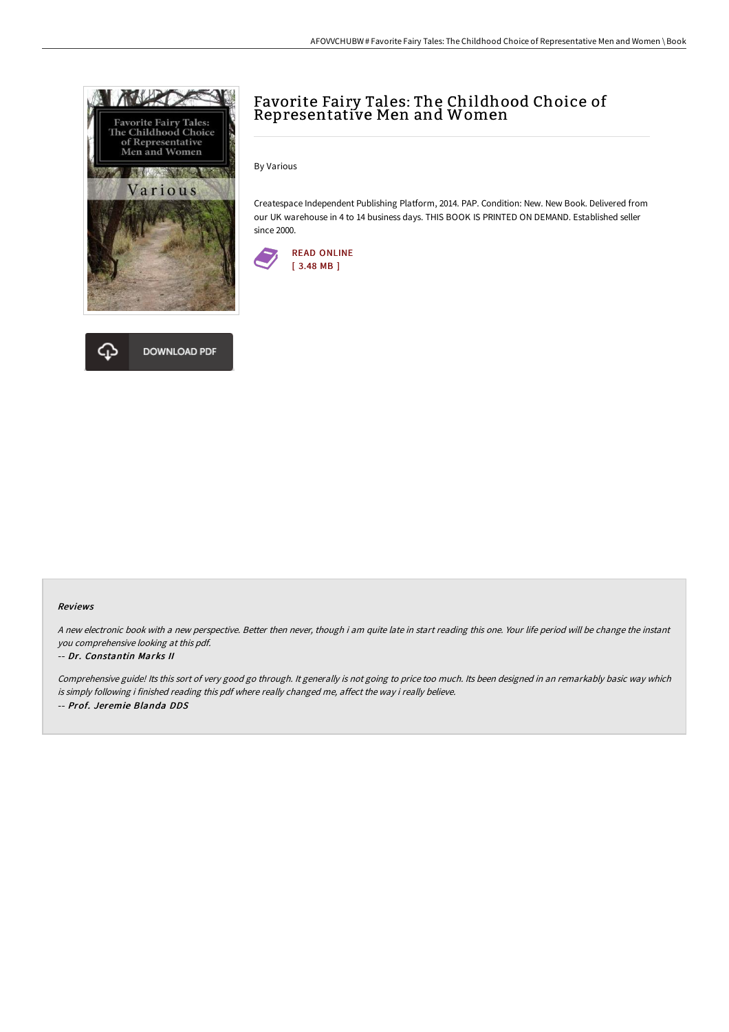# Favorite Fairy Tales: The Childhood Choice of Representative Men and Women

By Various

Createspace Independent Publishing Platform, 2014. PAP. Condition: New. New Book. Delivered from our UK warehouse in 4 to 14 business days. THIS BOOK IS PRINTED ON DEMAND. Established seller since 2000.

READ ONLINE
[ 3.48 MB ]

DOWNLOAD PDF

### Reviews

*A new electronic book with a new perspective. Better then never, though i am quite late in start reading this one. Your life period will be change the instant you comprehensive looking at this pdf.*

-- ***Dr. Constantin Marks II***

*Comprehensive guide! Its this sort of very good go through. It generally is not going to price too much. Its been designed in an remarkably basic way which is simply following i finished reading this pdf where really changed me, affect the way i really believe.*

-- ***Prof. Jeremie Blanda DDS***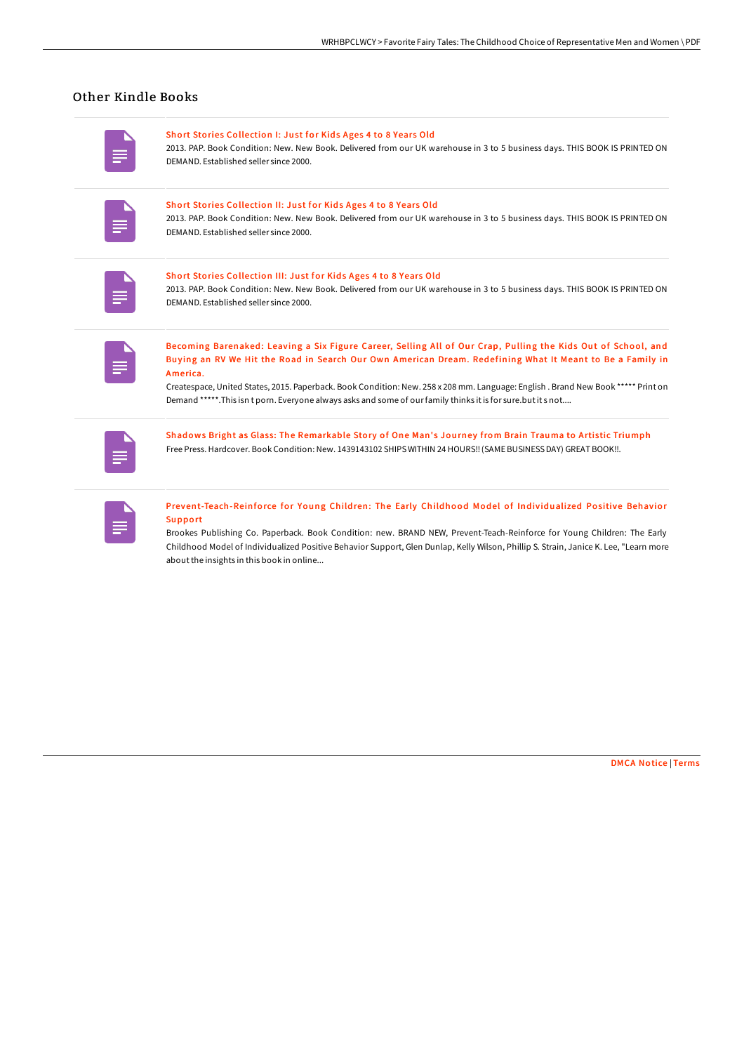## Other Kindle Books

**Short Stories Collection I: Just for Kids Ages 4 to 8 Years Old**

2013. PAP. Book Condition: New. New Book. Delivered from our UK warehouse in 3 to 5 business days. THIS BOOK IS PRINTED ON DEMAND. Established seller since 2000.

**Short Stories Collection II: Just for Kids Ages 4 to 8 Years Old**

2013. PAP. Book Condition: New. New Book. Delivered from our UK warehouse in 3 to 5 business days. THIS BOOK IS PRINTED ON DEMAND. Established seller since 2000.

**Short Stories Collection III: Just for Kids Ages 4 to 8 Years Old**

2013. PAP. Book Condition: New. New Book. Delivered from our UK warehouse in 3 to 5 business days. THIS BOOK IS PRINTED ON DEMAND. Established seller since 2000.

**Becoming Barenaked: Leaving a Six Figure Career, Selling All of Our Crap, Pulling the Kids Out of School, and Buying an RV We Hit the Road in Search Our Own American Dream. Redefining What It Meant to Be a Family in America.**

Createspace, United States, 2015. Paperback. Book Condition: New. 258 x 208 mm. Language: English . Brand New Book ***** Print on Demand *****.This isn t porn. Everyone always asks and some of our family thinks it is for sure.but it s not....

**Shadows Bright as Glass: The Remarkable Story of One Man's Journey from Brain Trauma to Artistic Triumph**

Free Press. Hardcover. Book Condition: New. 1439143102 SHIPS WITHIN 24 HOURS!! (SAME BUSINESS DAY) GREAT BOOK!!.

**Prevent-Teach-Reinforce for Young Children: The Early Childhood Model of Individualized Positive Behavior Support**

Brookes Publishing Co. Paperback. Book Condition: new. BRAND NEW, Prevent-Teach-Reinforce for Young Children: The Early Childhood Model of Individualized Positive Behavior Support, Glen Dunlap, Kelly Wilson, Phillip S. Strain, Janice K. Lee, "Learn more about the insights in this book in online...

DMCA Notice | Terms